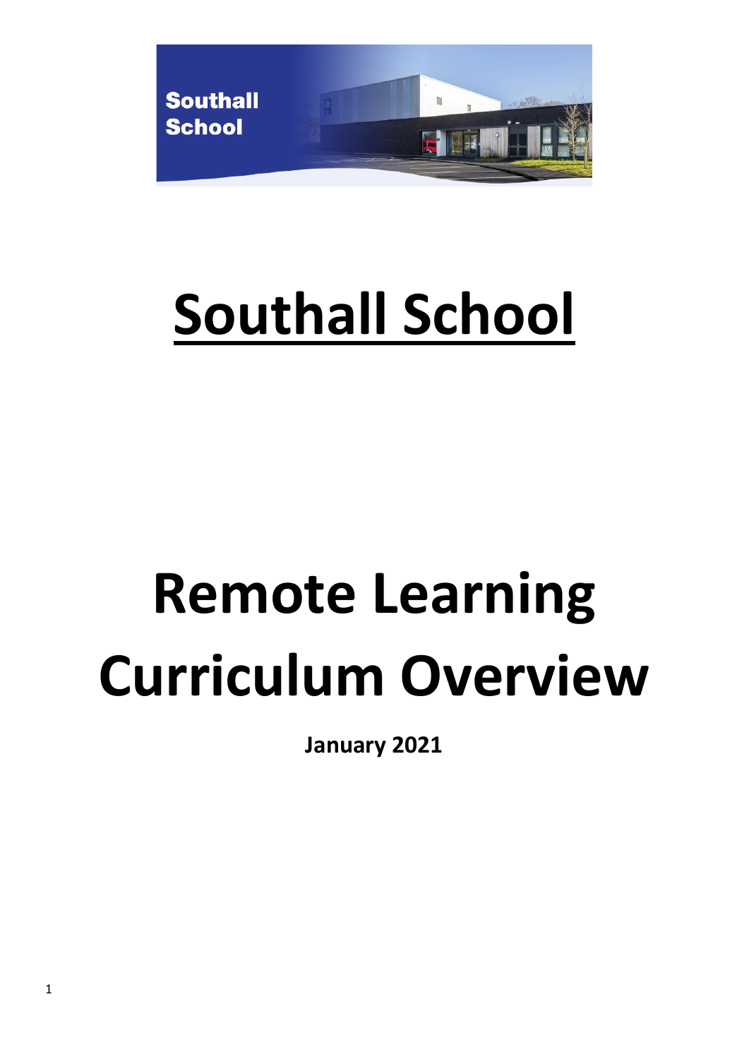# Southall School

# Remote Learning Curriculum Overview

**January 2021**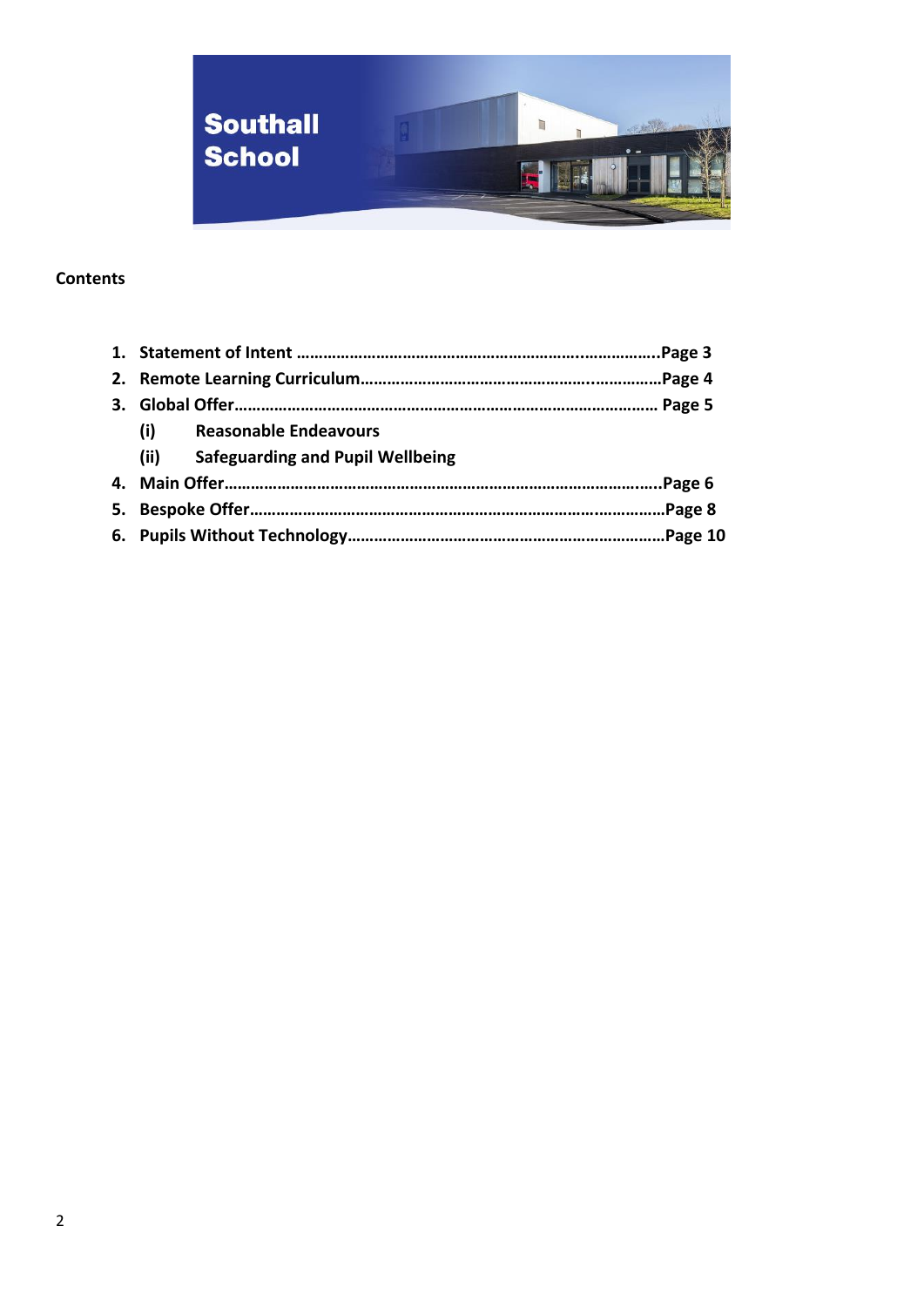Southall School

**Contents**

1. **Statement of Intent ……………………………………………………..……………..Page 3**
2. **Remote Learning Curriculum…………………………………………..……………Page 4**
3. **Global Offer………………………………………………………………………………… Page 5**
   - **(i) Reasonable Endeavours**
   - **(ii) Safeguarding and Pupil Wellbeing**
4. **Main Offer……………………………………………………………………………..…..Page 6**
5. **Bespoke Offer…………………………………………………………………….………Page 8**
6. **Pupils Without Technology……………………………………………………………Page 10**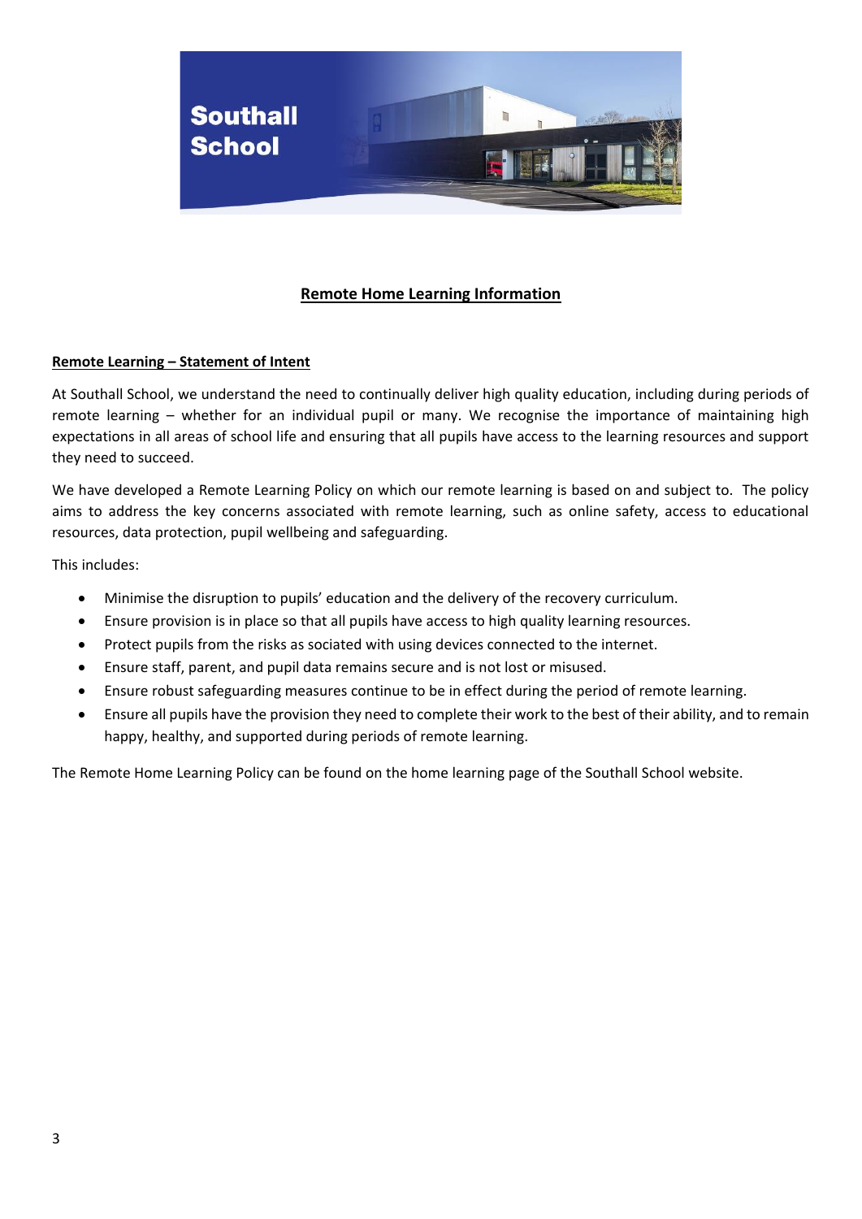# Remote Home Learning Information

## Remote Learning – Statement of Intent

At Southall School, we understand the need to continually deliver high quality education, including during periods of remote learning – whether for an individual pupil or many. We recognise the importance of maintaining high expectations in all areas of school life and ensuring that all pupils have access to the learning resources and support they need to succeed.

We have developed a Remote Learning Policy on which our remote learning is based on and subject to. The policy aims to address the key concerns associated with remote learning, such as online safety, access to educational resources, data protection, pupil wellbeing and safeguarding.

This includes:

- Minimise the disruption to pupils' education and the delivery of the recovery curriculum.
- Ensure provision is in place so that all pupils have access to high quality learning resources.
- Protect pupils from the risks as sociated with using devices connected to the internet.
- Ensure staff, parent, and pupil data remains secure and is not lost or misused.
- Ensure robust safeguarding measures continue to be in effect during the period of remote learning.
- Ensure all pupils have the provision they need to complete their work to the best of their ability, and to remain happy, healthy, and supported during periods of remote learning.

The Remote Home Learning Policy can be found on the home learning page of the Southall School website.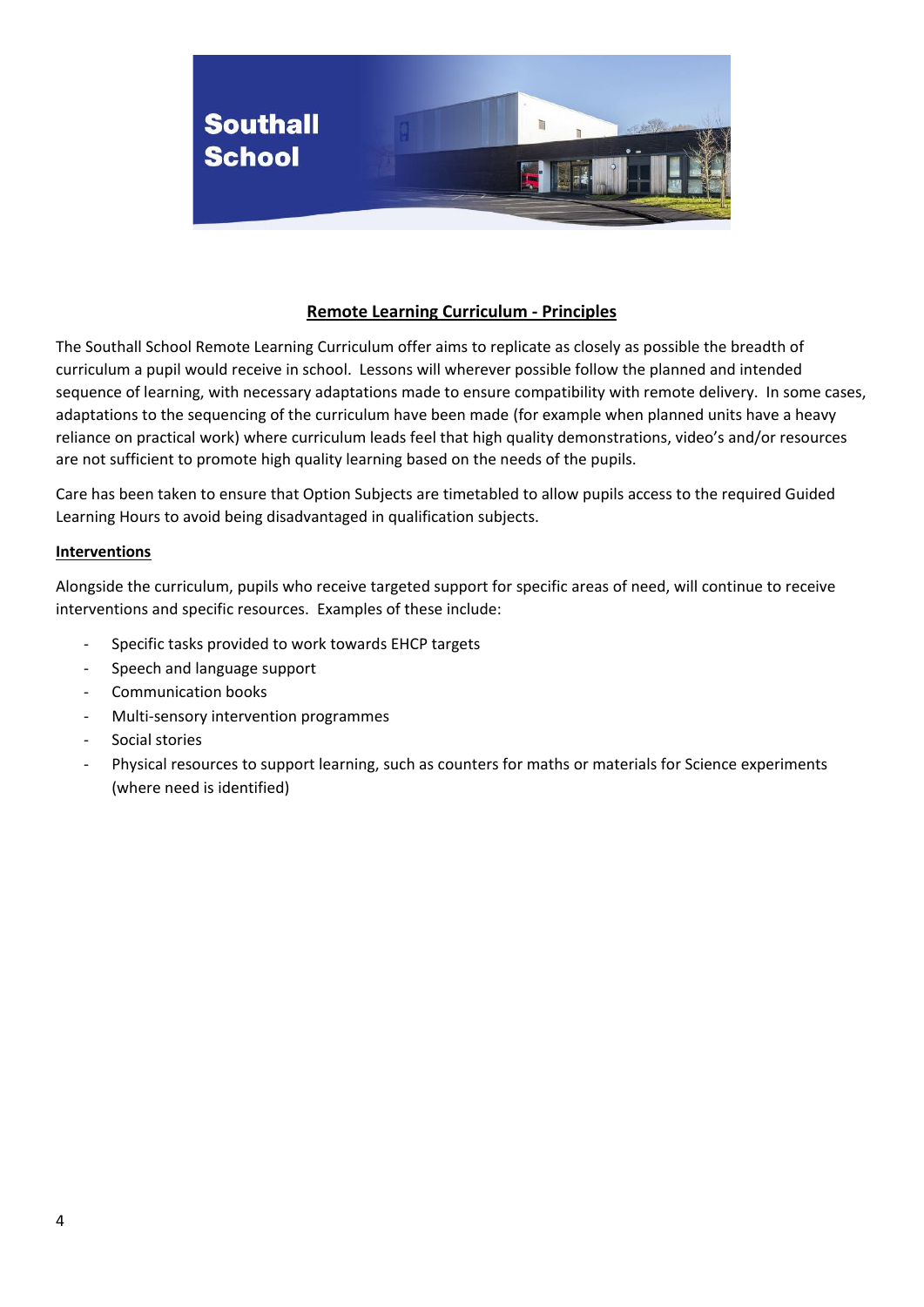## Remote Learning Curriculum - Principles

The Southall School Remote Learning Curriculum offer aims to replicate as closely as possible the breadth of curriculum a pupil would receive in school. Lessons will wherever possible follow the planned and intended sequence of learning, with necessary adaptations made to ensure compatibility with remote delivery. In some cases, adaptations to the sequencing of the curriculum have been made (for example when planned units have a heavy reliance on practical work) where curriculum leads feel that high quality demonstrations, video's and/or resources are not sufficient to promote high quality learning based on the needs of the pupils.

Care has been taken to ensure that Option Subjects are timetabled to allow pupils access to the required Guided Learning Hours to avoid being disadvantaged in qualification subjects.

### Interventions

Alongside the curriculum, pupils who receive targeted support for specific areas of need, will continue to receive interventions and specific resources. Examples of these include:

- Specific tasks provided to work towards EHCP targets
- Speech and language support
- Communication books
- Multi-sensory intervention programmes
- Social stories
- Physical resources to support learning, such as counters for maths or materials for Science experiments (where need is identified)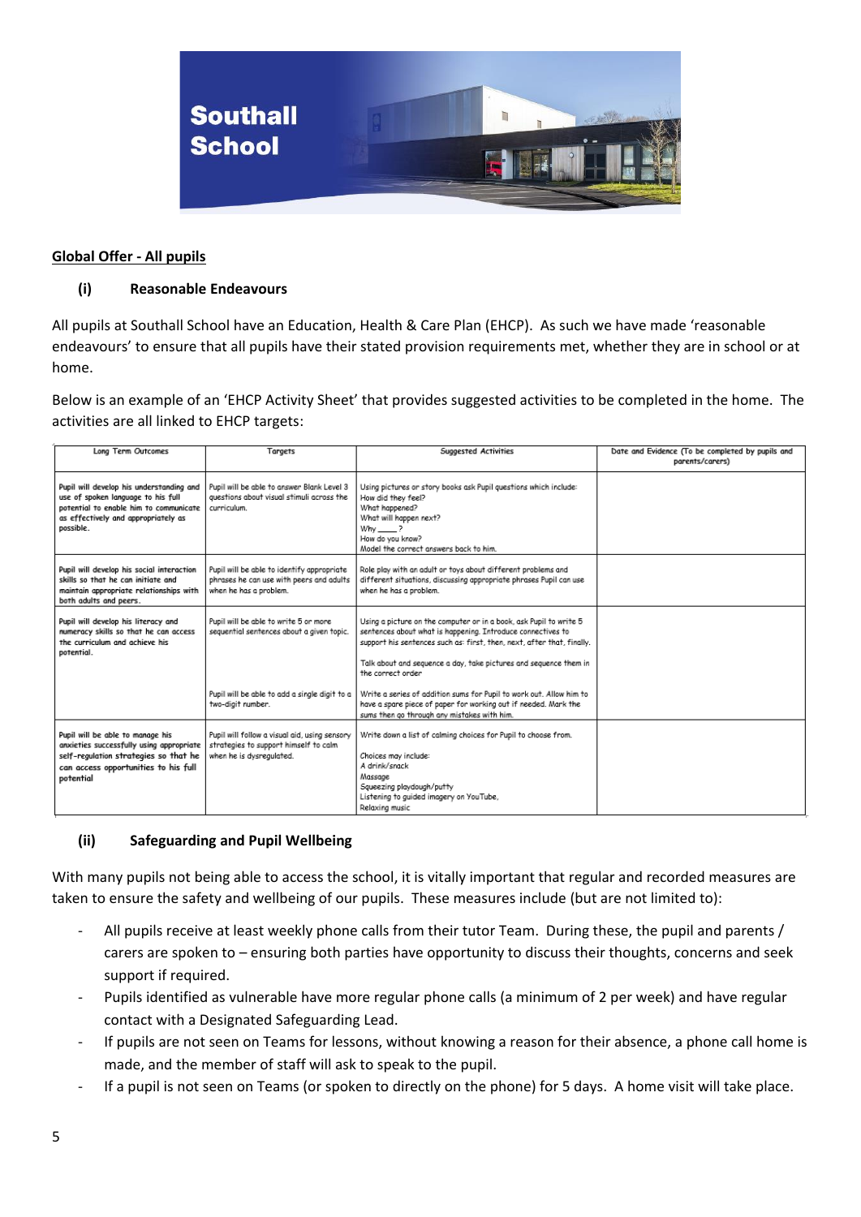**Southall School**

## Global Offer - All pupils

### (i) Reasonable Endeavours

All pupils at Southall School have an Education, Health & Care Plan (EHCP). As such we have made 'reasonable endeavours' to ensure that all pupils have their stated provision requirements met, whether they are in school or at home.

Below is an example of an 'EHCP Activity Sheet' that provides suggested activities to be completed in the home. The activities are all linked to EHCP targets:

| Long Term Outcomes | Targets | Suggested Activities | Date and Evidence (To be completed by pupils and parents/carers) |
|---|---|---|---|
| Pupil will develop his understanding and use of spoken language to his full potential to enable him to communicate as effectively and appropriately as possible. | Pupil will be able to answer Blank Level 3 questions about visual stimuli across the curriculum. | Using pictures or story books ask Pupil questions which include:<br>How did they feel?<br>What happened?<br>What will happen next?<br>Why ____ ?<br>How do you know?<br>Model the correct answers back to him. | |
| Pupil will develop his social interaction skills so that he can initiate and maintain appropriate relationships with both adults and peers. | Pupil will be able to identify appropriate phrases he can use with peers and adults when he has a problem. | Role play with an adult or toys about different problems and different situations, discussing appropriate phrases Pupil can use when he has a problem. | |
| Pupil will develop his literacy and numeracy skills so that he can access the curriculum and achieve his potential. | Pupil will be able to write 5 or more sequential sentences about a given topic. | Using a picture on the computer or in a book, ask Pupil to write 5 sentences about what is happening. Introduce connectives to support his sentences such as: first, then, next, after that, finally.<br><br>Talk about and sequence a day, take pictures and sequence them in the correct order | |
| | Pupil will be able to add a single digit to a two-digit number. | Write a series of addition sums for Pupil to work out. Allow him to have a spare piece of paper for working out if needed. Mark the sums then go through any mistakes with him. | |
| Pupil will be able to manage his anxieties successfully using appropriate self-regulation strategies so that he can access opportunities to his full potential | Pupil will follow a visual aid, using sensory strategies to support himself to calm when he is dysregulated. | Write down a list of calming choices for Pupil to choose from.<br><br>Choices may include:<br>A drink/snack<br>Massage<br>Squeezing playdough/putty<br>Listening to guided imagery on YouTube,<br>Relaxing music | |

### (ii) Safeguarding and Pupil Wellbeing

With many pupils not being able to access the school, it is vitally important that regular and recorded measures are taken to ensure the safety and wellbeing of our pupils. These measures include (but are not limited to):

- All pupils receive at least weekly phone calls from their tutor Team. During these, the pupil and parents / carers are spoken to – ensuring both parties have opportunity to discuss their thoughts, concerns and seek support if required.
- Pupils identified as vulnerable have more regular phone calls (a minimum of 2 per week) and have regular contact with a Designated Safeguarding Lead.
- If pupils are not seen on Teams for lessons, without knowing a reason for their absence, a phone call home is made, and the member of staff will ask to speak to the pupil.
- If a pupil is not seen on Teams (or spoken to directly on the phone) for 5 days. A home visit will take place.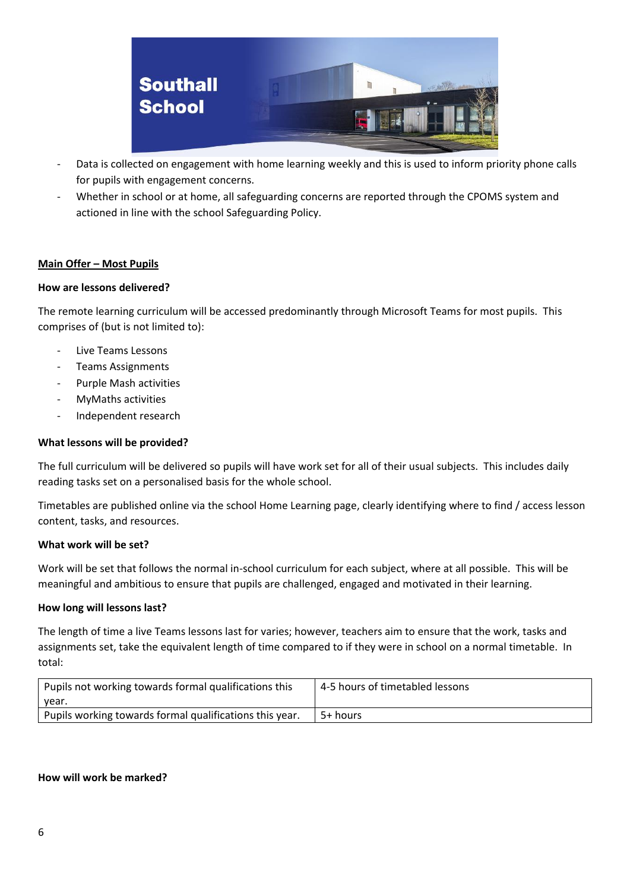- Data is collected on engagement with home learning weekly and this is used to inform priority phone calls for pupils with engagement concerns.
- Whether in school or at home, all safeguarding concerns are reported through the CPOMS system and actioned in line with the school Safeguarding Policy.

## Main Offer – Most Pupils

**How are lessons delivered?**

The remote learning curriculum will be accessed predominantly through Microsoft Teams for most pupils. This comprises of (but is not limited to):

- Live Teams Lessons
- Teams Assignments
- Purple Mash activities
- MyMaths activities
- Independent research

**What lessons will be provided?**

The full curriculum will be delivered so pupils will have work set for all of their usual subjects. This includes daily reading tasks set on a personalised basis for the whole school.

Timetables are published online via the school Home Learning page, clearly identifying where to find / access lesson content, tasks, and resources.

**What work will be set?**

Work will be set that follows the normal in-school curriculum for each subject, where at all possible. This will be meaningful and ambitious to ensure that pupils are challenged, engaged and motivated in their learning.

**How long will lessons last?**

The length of time a live Teams lessons last for varies; however, teachers aim to ensure that the work, tasks and assignments set, take the equivalent length of time compared to if they were in school on a normal timetable. In total:

| | |
|---|---|
| Pupils not working towards formal qualifications this year. | 4-5 hours of timetabled lessons |
| Pupils working towards formal qualifications this year. | 5+ hours |

**How will work be marked?**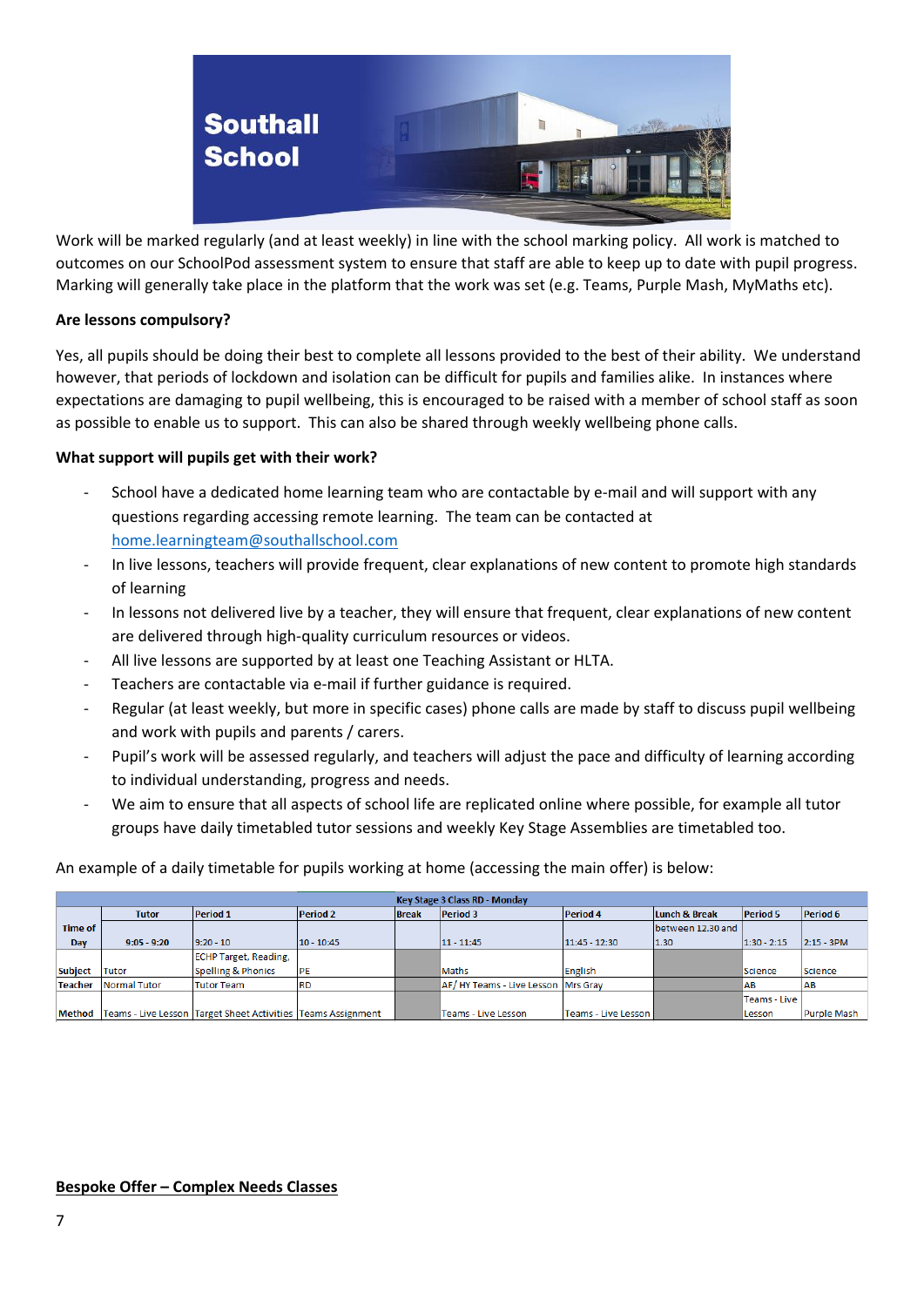Work will be marked regularly (and at least weekly) in line with the school marking policy. All work is matched to outcomes on our SchoolPod assessment system to ensure that staff are able to keep up to date with pupil progress. Marking will generally take place in the platform that the work was set (e.g. Teams, Purple Mash, MyMaths etc).

**Are lessons compulsory?**

Yes, all pupils should be doing their best to complete all lessons provided to the best of their ability. We understand however, that periods of lockdown and isolation can be difficult for pupils and families alike. In instances where expectations are damaging to pupil wellbeing, this is encouraged to be raised with a member of school staff as soon as possible to enable us to support. This can also be shared through weekly wellbeing phone calls.

**What support will pupils get with their work?**

- School have a dedicated home learning team who are contactable by e-mail and will support with any questions regarding accessing remote learning. The team can be contacted at home.learningteam@southallschool.com
- In live lessons, teachers will provide frequent, clear explanations of new content to promote high standards of learning
- In lessons not delivered live by a teacher, they will ensure that frequent, clear explanations of new content are delivered through high-quality curriculum resources or videos.
- All live lessons are supported by at least one Teaching Assistant or HLTA.
- Teachers are contactable via e-mail if further guidance is required.
- Regular (at least weekly, but more in specific cases) phone calls are made by staff to discuss pupil wellbeing and work with pupils and parents / carers.
- Pupil's work will be assessed regularly, and teachers will adjust the pace and difficulty of learning according to individual understanding, progress and needs.
- We aim to ensure that all aspects of school life are replicated online where possible, for example all tutor groups have daily timetabled tutor sessions and weekly Key Stage Assemblies are timetabled too.

An example of a daily timetable for pupils working at home (accessing the main offer) is below:

| Key Stage 3 Class RD - Monday | | | | | | | | | |
|---|---|---|---|---|---|---|---|---|---|
| | Tutor | Period 1 | Period 2 | Break | Period 3 | Period 4 | Lunch & Break | Period 5 | Period 6 |
| Time of Day | 9:05 - 9:20 | 9:20 - 10 | 10 - 10:45 | | 11 - 11:45 | 11:45 - 12:30 | between 12.30 and 1.30 | 1:30 - 2:15 | 2:15 - 3PM |
| Subject | Tutor | ECHP Target, Reading, Spelling & Phonics | PE | | Maths | English | | Science | Science |
| Teacher | Normal Tutor | Tutor Team | RD | | AF/ HY Teams - Live Lesson | Mrs Gray | | AB | AB |
| Method | Teams - Live Lesson | Target Sheet Activities | Teams Assignment | | Teams - Live Lesson | Teams - Live Lesson | | Teams - Live Lesson | Purple Mash |

**<u>Bespoke Offer – Complex Needs Classes</u>**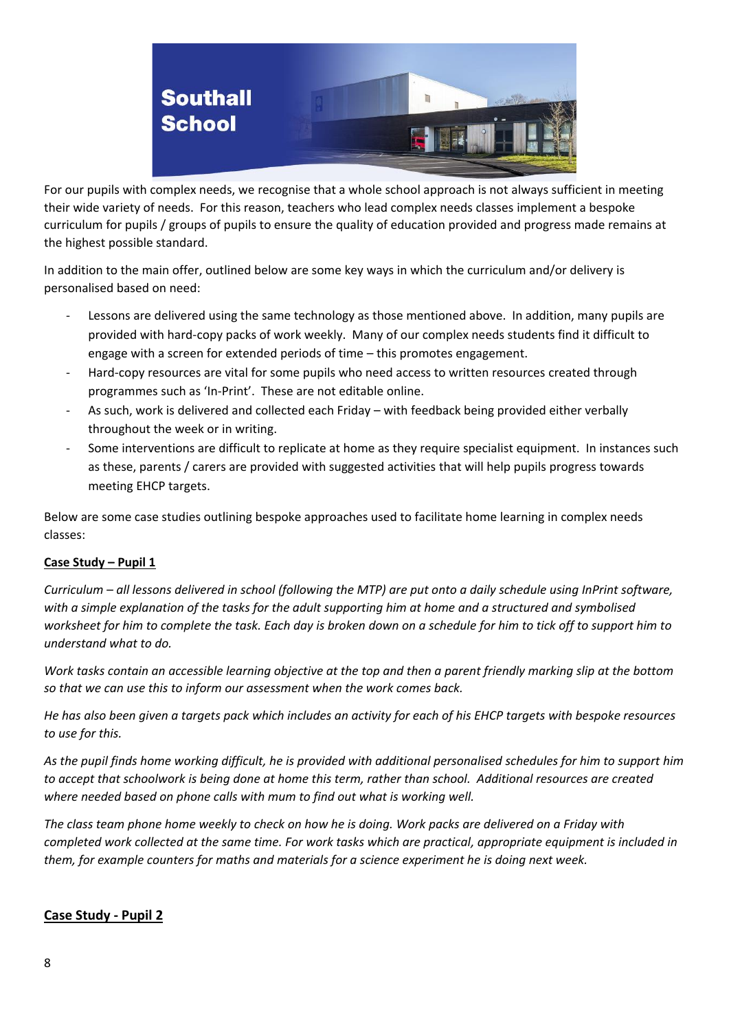# Southall School

For our pupils with complex needs, we recognise that a whole school approach is not always sufficient in meeting their wide variety of needs. For this reason, teachers who lead complex needs classes implement a bespoke curriculum for pupils / groups of pupils to ensure the quality of education provided and progress made remains at the highest possible standard.

In addition to the main offer, outlined below are some key ways in which the curriculum and/or delivery is personalised based on need:

- Lessons are delivered using the same technology as those mentioned above. In addition, many pupils are provided with hard-copy packs of work weekly. Many of our complex needs students find it difficult to engage with a screen for extended periods of time – this promotes engagement.
- Hard-copy resources are vital for some pupils who need access to written resources created through programmes such as 'In-Print'. These are not editable online.
- As such, work is delivered and collected each Friday – with feedback being provided either verbally throughout the week or in writing.
- Some interventions are difficult to replicate at home as they require specialist equipment. In instances such as these, parents / carers are provided with suggested activities that will help pupils progress towards meeting EHCP targets.

Below are some case studies outlining bespoke approaches used to facilitate home learning in complex needs classes:

**Case Study – Pupil 1**

*Curriculum – all lessons delivered in school (following the MTP) are put onto a daily schedule using InPrint software, with a simple explanation of the tasks for the adult supporting him at home and a structured and symbolised worksheet for him to complete the task. Each day is broken down on a schedule for him to tick off to support him to understand what to do.*

*Work tasks contain an accessible learning objective at the top and then a parent friendly marking slip at the bottom so that we can use this to inform our assessment when the work comes back.*

*He has also been given a targets pack which includes an activity for each of his EHCP targets with bespoke resources to use for this.*

*As the pupil finds home working difficult, he is provided with additional personalised schedules for him to support him to accept that schoolwork is being done at home this term, rather than school. Additional resources are created where needed based on phone calls with mum to find out what is working well.*

*The class team phone home weekly to check on how he is doing. Work packs are delivered on a Friday with completed work collected at the same time. For work tasks which are practical, appropriate equipment is included in them, for example counters for maths and materials for a science experiment he is doing next week.*

**Case Study - Pupil 2**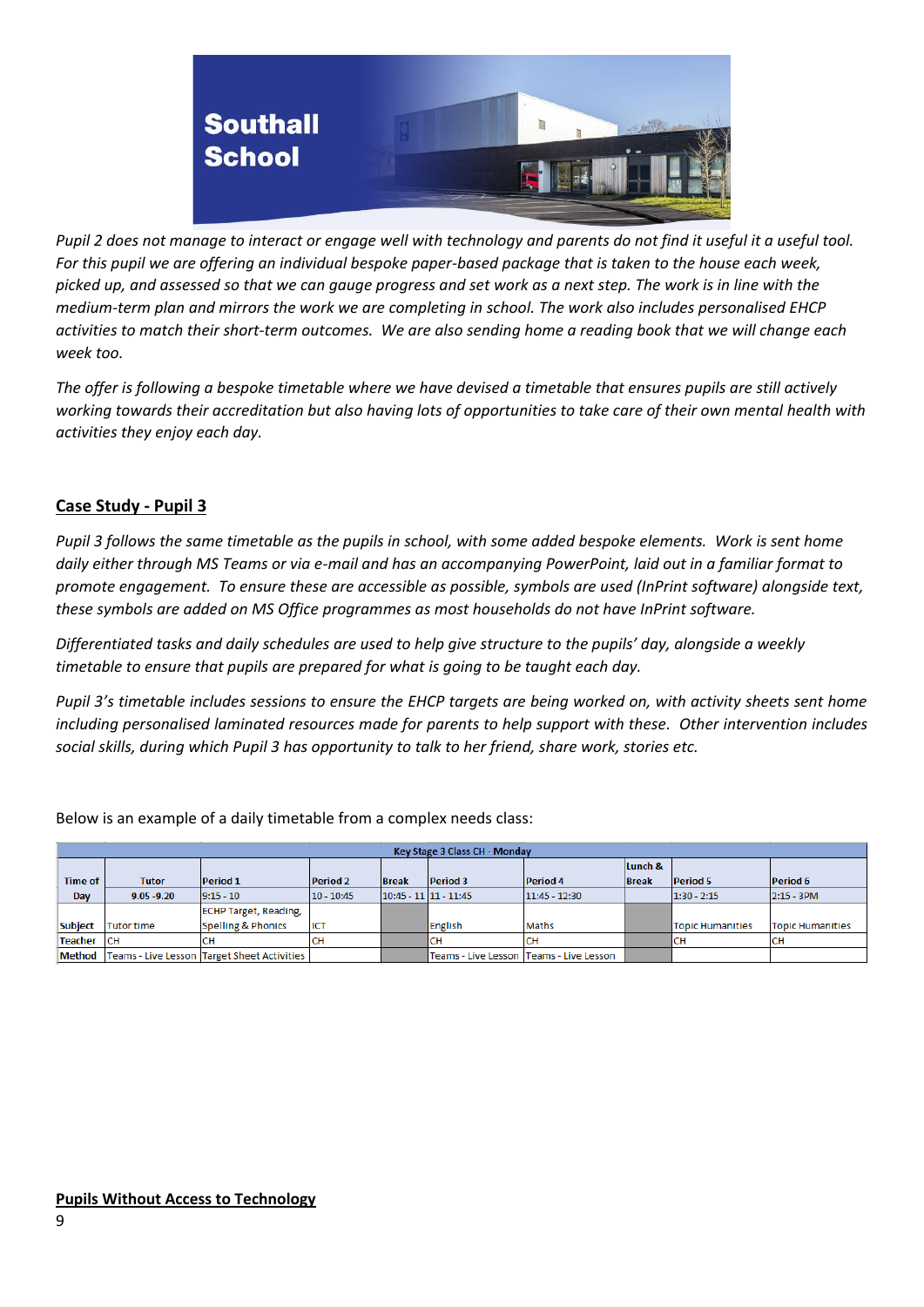*Pupil 2 does not manage to interact or engage well with technology and parents do not find it useful it a useful tool. For this pupil we are offering an individual bespoke paper-based package that is taken to the house each week, picked up, and assessed so that we can gauge progress and set work as a next step. The work is in line with the medium-term plan and mirrors the work we are completing in school. The work also includes personalised EHCP activities to match their short-term outcomes. We are also sending home a reading book that we will change each week too.*

*The offer is following a bespoke timetable where we have devised a timetable that ensures pupils are still actively working towards their accreditation but also having lots of opportunities to take care of their own mental health with activities they enjoy each day.*

## Case Study - Pupil 3

*Pupil 3 follows the same timetable as the pupils in school, with some added bespoke elements. Work is sent home daily either through MS Teams or via e-mail and has an accompanying PowerPoint, laid out in a familiar format to promote engagement. To ensure these are accessible as possible, symbols are used (InPrint software) alongside text, these symbols are added on MS Office programmes as most households do not have InPrint software.*

*Differentiated tasks and daily schedules are used to help give structure to the pupils' day, alongside a weekly timetable to ensure that pupils are prepared for what is going to be taught each day.*

*Pupil 3's timetable includes sessions to ensure the EHCP targets are being worked on, with activity sheets sent home including personalised laminated resources made for parents to help support with these. Other intervention includes social skills, during which Pupil 3 has opportunity to talk to her friend, share work, stories etc.*

Below is an example of a daily timetable from a complex needs class:

| Key Stage 3 Class CH - Monday | | | | | | | | | |
|---|---|---|---|---|---|---|---|---|---|
| **Time of Day** | **Tutor** | **Period 1** | **Period 2** | **Break** | **Period 3** | **Period 4** | **Lunch & Break** | **Period 5** | **Period 6** |
| | **9.05 -9.20** | 9:15 - 10 | 10 - 10:45 | 10:45 - 11 | 11 - 11:45 | 11:45 - 12:30 | | 1:30 - 2:15 | 2:15 - 3PM |
| **Subject** | Tutor time | ECHP Target, Reading, Spelling & Phonics | ICT | | English | Maths | | Topic Humanities | Topic Humanities |
| **Teacher** | CH | CH | CH | | CH | CH | | CH | CH |
| **Method** | Teams - Live Lesson | Target Sheet Activities | | | Teams - Live Lesson | Teams - Live Lesson | | | |

## Pupils Without Access to Technology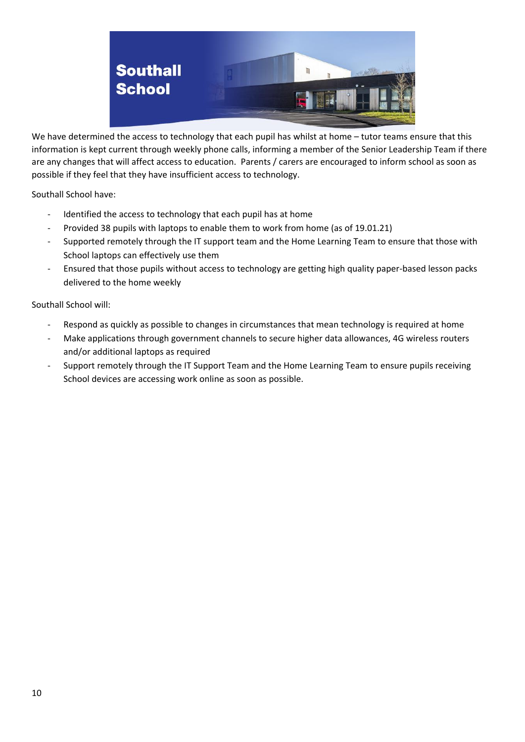We have determined the access to technology that each pupil has whilst at home – tutor teams ensure that this information is kept current through weekly phone calls, informing a member of the Senior Leadership Team if there are any changes that will affect access to education. Parents / carers are encouraged to inform school as soon as possible if they feel that they have insufficient access to technology.

Southall School have:

- Identified the access to technology that each pupil has at home
- Provided 38 pupils with laptops to enable them to work from home (as of 19.01.21)
- Supported remotely through the IT support team and the Home Learning Team to ensure that those with School laptops can effectively use them
- Ensured that those pupils without access to technology are getting high quality paper-based lesson packs delivered to the home weekly

Southall School will:

- Respond as quickly as possible to changes in circumstances that mean technology is required at home
- Make applications through government channels to secure higher data allowances, 4G wireless routers and/or additional laptops as required
- Support remotely through the IT Support Team and the Home Learning Team to ensure pupils receiving School devices are accessing work online as soon as possible.